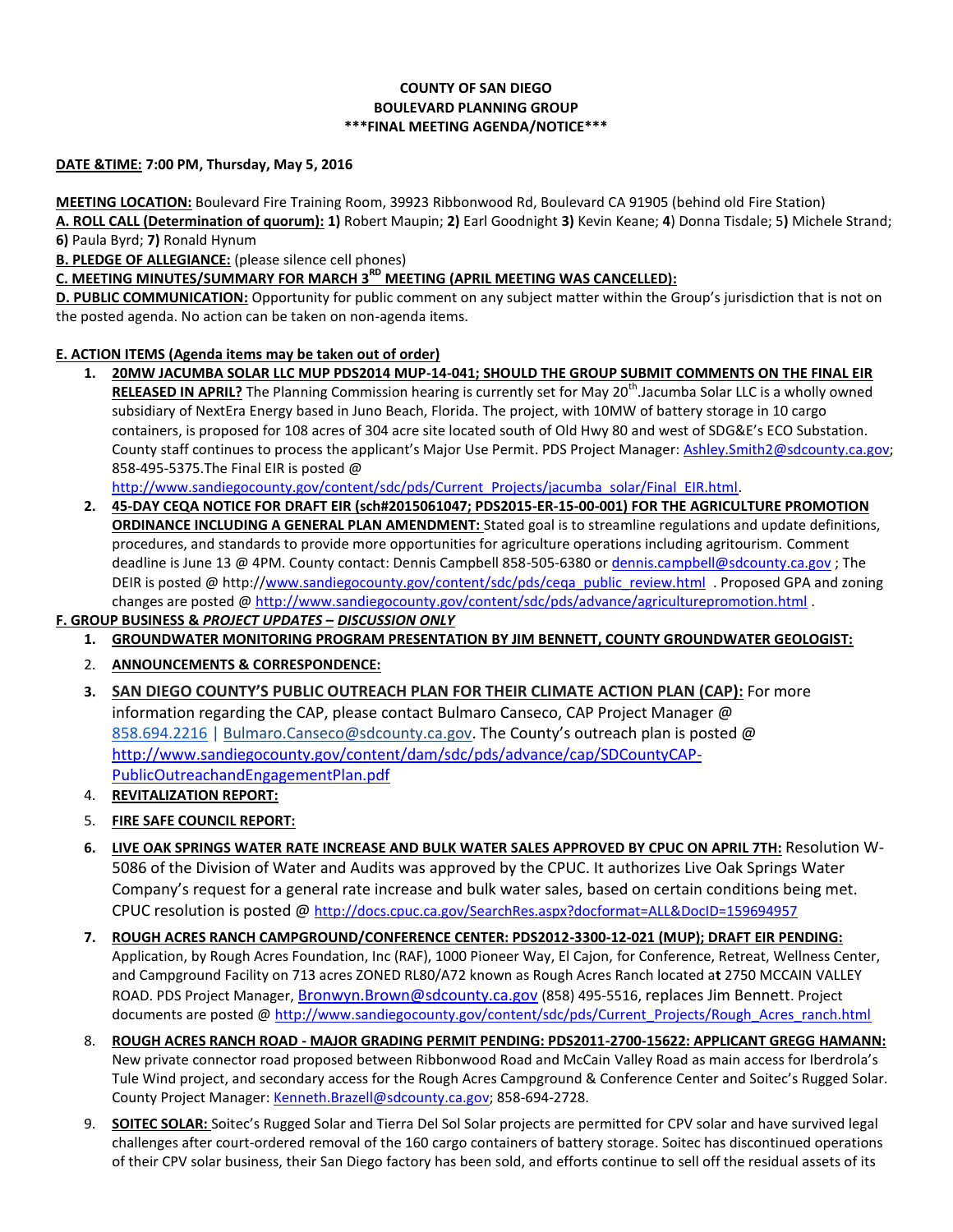**COUNTY OF SAN DIEGO**
**BOULEVARD PLANNING GROUP**
**\*\*\*FINAL MEETING AGENDA/NOTICE\*\*\***

**DATE &TIME: 7:00 PM, Thursday, May 5, 2016**

**MEETING LOCATION:** Boulevard Fire Training Room, 39923 Ribbonwood Rd, Boulevard CA 91905 (behind old Fire Station)

**A. ROLL CALL (Determination of quorum): 1)** Robert Maupin; **2)** Earl Goodnight **3)** Kevin Keane; **4**) Donna Tisdale; 5**)** Michele Strand; **6)** Paula Byrd; **7)** Ronald Hynum

**B. PLEDGE OF ALLEGIANCE:** (please silence cell phones)

**C. MEETING MINUTES/SUMMARY FOR MARCH 3RD MEETING (APRIL MEETING WAS CANCELLED):**

**D. PUBLIC COMMUNICATION:** Opportunity for public comment on any subject matter within the Group's jurisdiction that is not on the posted agenda. No action can be taken on non-agenda items.

**E. ACTION ITEMS (Agenda items may be taken out of order)**

1. **20MW JACUMBA SOLAR LLC MUP PDS2014 MUP-14-041; SHOULD THE GROUP SUBMIT COMMENTS ON THE FINAL EIR RELEASED IN APRIL?** The Planning Commission hearing is currently set for May 20th.Jacumba Solar LLC is a wholly owned subsidiary of NextEra Energy based in Juno Beach, Florida. The project, with 10MW of battery storage in 10 cargo containers, is proposed for 108 acres of 304 acre site located south of Old Hwy 80 and west of SDG&E's ECO Substation. County staff continues to process the applicant's Major Use Permit. PDS Project Manager: Ashley.Smith2@sdcounty.ca.gov; 858-495-5375.The Final EIR is posted @ http://www.sandiegocounty.gov/content/sdc/pds/Current_Projects/jacumba_solar/Final_EIR.html.
2. **45-DAY CEQA NOTICE FOR DRAFT EIR (sch#2015061047; PDS2015-ER-15-00-001) FOR THE AGRICULTURE PROMOTION ORDINANCE INCLUDING A GENERAL PLAN AMENDMENT:** Stated goal is to streamline regulations and update definitions, procedures, and standards to provide more opportunities for agriculture operations including agritourism. Comment deadline is June 13 @ 4PM. County contact: Dennis Campbell 858-505-6380 or dennis.campbell@sdcounty.ca.gov ; The DEIR is posted @ http://www.sandiegocounty.gov/content/sdc/pds/ceqa_public_review.html . Proposed GPA and zoning changes are posted @ http://www.sandiegocounty.gov/content/sdc/pds/advance/agriculturepromotion.html .

**F. GROUP BUSINESS & *PROJECT UPDATES – DISCUSSION ONLY***

1. **GROUNDWATER MONITORING PROGRAM PRESENTATION BY JIM BENNETT, COUNTY GROUNDWATER GEOLOGIST:**
2. **ANNOUNCEMENTS & CORRESPONDENCE:**
3. **SAN DIEGO COUNTY'S PUBLIC OUTREACH PLAN FOR THEIR CLIMATE ACTION PLAN (CAP):** For more information regarding the CAP, please contact Bulmaro Canseco, CAP Project Manager @ 858.694.2216 | Bulmaro.Canseco@sdcounty.ca.gov. The County's outreach plan is posted @ http://www.sandiegocounty.gov/content/dam/sdc/pds/advance/cap/SDCountyCAP-PublicOutreachandEngagementPlan.pdf
4. **REVITALIZATION REPORT:**
5. **FIRE SAFE COUNCIL REPORT:**
6. **LIVE OAK SPRINGS WATER RATE INCREASE AND BULK WATER SALES APPROVED BY CPUC ON APRIL 7TH:** Resolution W-5086 of the Division of Water and Audits was approved by the CPUC. It authorizes Live Oak Springs Water Company's request for a general rate increase and bulk water sales, based on certain conditions being met. CPUC resolution is posted @ http://docs.cpuc.ca.gov/SearchRes.aspx?docformat=ALL&DocID=159694957
7. **ROUGH ACRES RANCH CAMPGROUND/CONFERENCE CENTER: PDS2012-3300-12-021 (MUP); DRAFT EIR PENDING:** Application, by Rough Acres Foundation, Inc (RAF), 1000 Pioneer Way, El Cajon, for Conference, Retreat, Wellness Center, and Campground Facility on 713 acres ZONED RL80/A72 known as Rough Acres Ranch located at 2750 MCCAIN VALLEY ROAD. PDS Project Manager, Bronwyn.Brown@sdcounty.ca.gov (858) 495-5516, replaces Jim Bennett. Project documents are posted @ http://www.sandiegocounty.gov/content/sdc/pds/Current_Projects/Rough_Acres_ranch.html
8. **ROUGH ACRES RANCH ROAD - MAJOR GRADING PERMIT PENDING: PDS2011-2700-15622: APPLICANT GREGG HAMANN:** New private connector road proposed between Ribbonwood Road and McCain Valley Road as main access for Iberdrola's Tule Wind project, and secondary access for the Rough Acres Campground & Conference Center and Soitec's Rugged Solar. County Project Manager: Kenneth.Brazell@sdcounty.ca.gov; 858-694-2728.
9. **SOITEC SOLAR:** Soitec's Rugged Solar and Tierra Del Sol Solar projects are permitted for CPV solar and have survived legal challenges after court-ordered removal of the 160 cargo containers of battery storage. Soitec has discontinued operations of their CPV solar business, their San Diego factory has been sold, and efforts continue to sell off the residual assets of its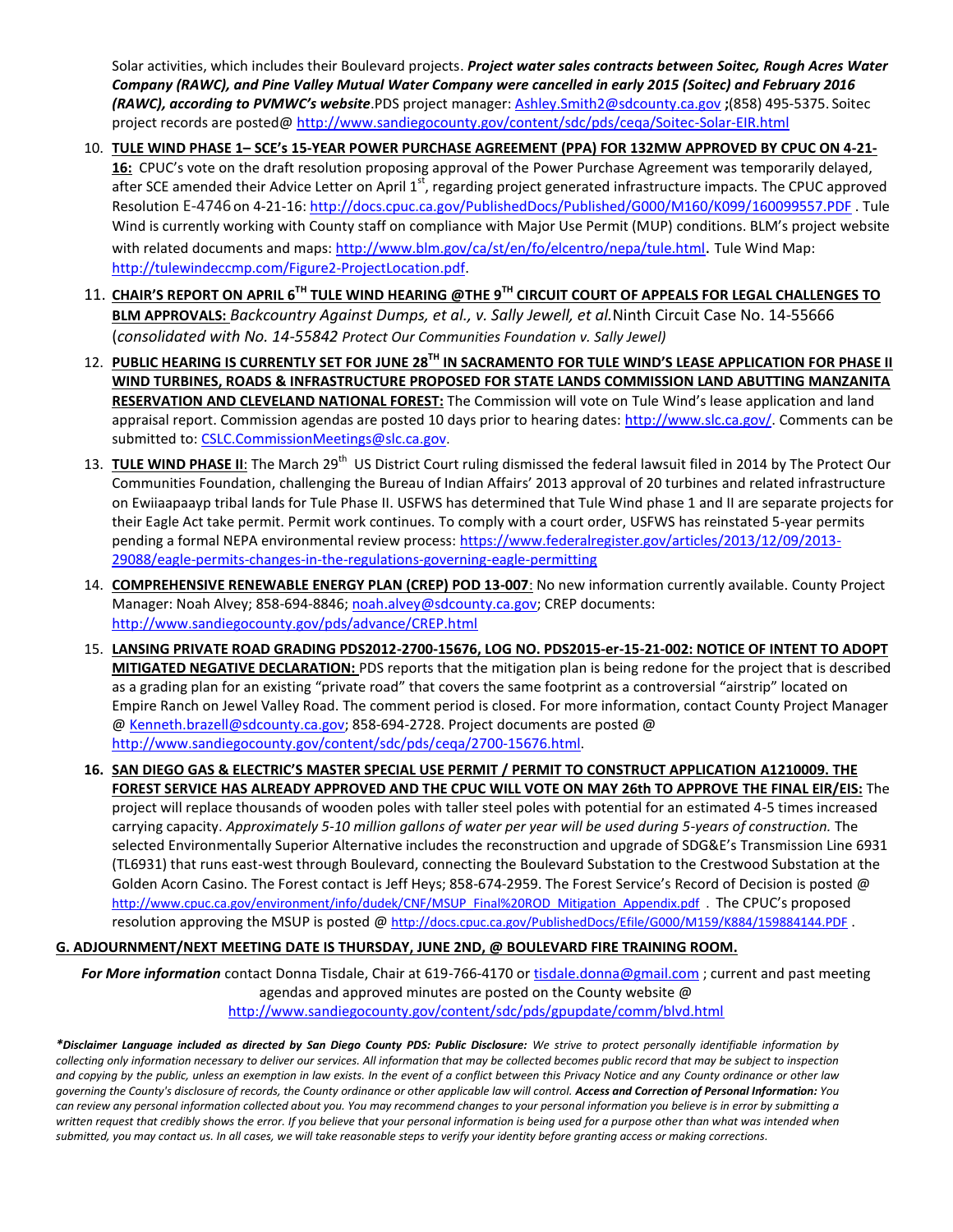Solar activities, which includes their Boulevard projects. ***Project water sales contracts between Soitec, Rough Acres Water Company (RAWC), and Pine Valley Mutual Water Company were cancelled in early 2015 (Soitec) and February 2016 (RAWC), according to PVMWC's website***.PDS project manager: Ashley.Smith2@sdcounty.ca.gov **;**(858) 495-5375. Soitec project records are posted@ http://www.sandiegocounty.gov/content/sdc/pds/ceqa/Soitec-Solar-EIR.html

10. **TULE WIND PHASE 1– SCE's 15-YEAR POWER PURCHASE AGREEMENT (PPA) FOR 132MW APPROVED BY CPUC ON 4-21-16:** CPUC's vote on the draft resolution proposing approval of the Power Purchase Agreement was temporarily delayed, after SCE amended their Advice Letter on April 1st, regarding project generated infrastructure impacts. The CPUC approved Resolution E-4746 on 4-21-16: http://docs.cpuc.ca.gov/PublishedDocs/Published/G000/M160/K099/160099557.PDF . Tule Wind is currently working with County staff on compliance with Major Use Permit (MUP) conditions. BLM's project website with related documents and maps: http://www.blm.gov/ca/st/en/fo/elcentro/nepa/tule.html**.** Tule Wind Map: http://tulewindeccmp.com/Figure2-ProjectLocation.pdf.
11. **CHAIR'S REPORT ON APRIL 6TH TULE WIND HEARING @THE 9TH CIRCUIT COURT OF APPEALS FOR LEGAL CHALLENGES TO BLM APPROVALS:** *Backcountry Against Dumps, et al., v. Sally Jewell, et al.*Ninth Circuit Case No. 14-55666 (*consolidated with No. 14-55842 Protect Our Communities Foundation v. Sally Jewel)*
12. **PUBLIC HEARING IS CURRENTLY SET FOR JUNE 28TH IN SACRAMENTO FOR TULE WIND'S LEASE APPLICATION FOR PHASE II WIND TURBINES, ROADS & INFRASTRUCTURE PROPOSED FOR STATE LANDS COMMISSION LAND ABUTTING MANZANITA RESERVATION AND CLEVELAND NATIONAL FOREST:** The Commission will vote on Tule Wind's lease application and land appraisal report. Commission agendas are posted 10 days prior to hearing dates: http://www.slc.ca.gov/. Comments can be submitted to: CSLC.CommissionMeetings@slc.ca.gov.
13. **TULE WIND PHASE II**: The March 29th US District Court ruling dismissed the federal lawsuit filed in 2014 by The Protect Our Communities Foundation, challenging the Bureau of Indian Affairs' 2013 approval of 20 turbines and related infrastructure on Ewiiaapaayp tribal lands for Tule Phase II. USFWS has determined that Tule Wind phase 1 and II are separate projects for their Eagle Act take permit. Permit work continues. To comply with a court order, USFWS has reinstated 5-year permits pending a formal NEPA environmental review process: https://www.federalregister.gov/articles/2013/12/09/2013-29088/eagle-permits-changes-in-the-regulations-governing-eagle-permitting
14. **COMPREHENSIVE RENEWABLE ENERGY PLAN (CREP) POD 13-007**: No new information currently available. County Project Manager: Noah Alvey; 858-694-8846; noah.alvey@sdcounty.ca.gov; CREP documents: http://www.sandiegocounty.gov/pds/advance/CREP.html
15. **LANSING PRIVATE ROAD GRADING PDS2012-2700-15676, LOG NO. PDS2015-er-15-21-002: NOTICE OF INTENT TO ADOPT MITIGATED NEGATIVE DECLARATION:** PDS reports that the mitigation plan is being redone for the project that is described as a grading plan for an existing "private road" that covers the same footprint as a controversial "airstrip" located on Empire Ranch on Jewel Valley Road. The comment period is closed. For more information, contact County Project Manager @ Kenneth.brazell@sdcounty.ca.gov; 858-694-2728. Project documents are posted @ http://www.sandiegocounty.gov/content/sdc/pds/ceqa/2700-15676.html.
16. **SAN DIEGO GAS & ELECTRIC'S MASTER SPECIAL USE PERMIT / PERMIT TO CONSTRUCT APPLICATION A1210009. THE FOREST SERVICE HAS ALREADY APPROVED AND THE CPUC WILL VOTE ON MAY 26th TO APPROVE THE FINAL EIR/EIS:** The project will replace thousands of wooden poles with taller steel poles with potential for an estimated 4-5 times increased carrying capacity. *Approximately 5-10 million gallons of water per year will be used during 5-years of construction.* The selected Environmentally Superior Alternative includes the reconstruction and upgrade of SDG&E's Transmission Line 6931 (TL6931) that runs east-west through Boulevard, connecting the Boulevard Substation to the Crestwood Substation at the Golden Acorn Casino. The Forest contact is Jeff Heys; 858-674-2959. The Forest Service's Record of Decision is posted @ http://www.cpuc.ca.gov/environment/info/dudek/CNF/MSUP_Final%20ROD_Mitigation_Appendix.pdf . The CPUC's proposed resolution approving the MSUP is posted @ http://docs.cpuc.ca.gov/PublishedDocs/Efile/G000/M159/K884/159884144.PDF .

**G. ADJOURNMENT/NEXT MEETING DATE IS THURSDAY, JUNE 2ND, @ BOULEVARD FIRE TRAINING ROOM.**

***For More information*** contact Donna Tisdale, Chair at 619-766-4170 or tisdale.donna@gmail.com ; current and past meeting agendas and approved minutes are posted on the County website @ http://www.sandiegocounty.gov/content/sdc/pds/gpupdate/comm/blvd.html

***\*Disclaimer Language included as directed by San Diego County PDS: Public Disclosure:*** *We strive to protect personally identifiable information by collecting only information necessary to deliver our services. All information that may be collected becomes public record that may be subject to inspection and copying by the public, unless an exemption in law exists. In the event of a conflict between this Privacy Notice and any County ordinance or other law governing the County's disclosure of records, the County ordinance or other applicable law will control.* ***Access and Correction of Personal Information:*** *You can review any personal information collected about you. You may recommend changes to your personal information you believe is in error by submitting a written request that credibly shows the error. If you believe that your personal information is being used for a purpose other than what was intended when submitted, you may contact us. In all cases, we will take reasonable steps to verify your identity before granting access or making corrections.*